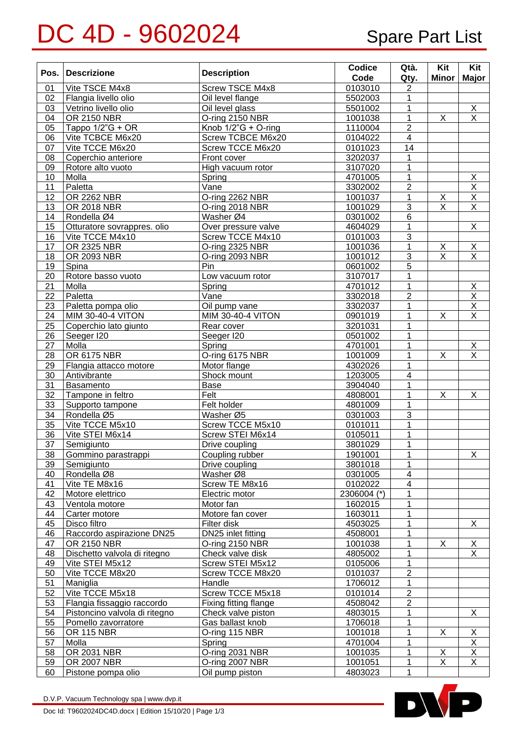# DC 4D - 9602024

## Spare Part List

| Pos. | Descrizione | Description | Codice Code | Qtà. Qty. | Kit Minor | Kit Major |
|---|---|---|---|---|---|---|
| 01 | Vite TSCE M4x8 | Screw TSCE M4x8 | 0103010 | 2 | | |
| 02 | Flangia livello olio | Oil level flange | 5502003 | 1 | | |
| 03 | Vetrino livello olio | Oil level glass | 5501002 | 1 | | X |
| 04 | OR 2150 NBR | O-ring 2150 NBR | 1001038 | 1 | X | X |
| 05 | Tappo 1/2"G + OR | Knob 1/2"G + O-ring | 1110004 | 2 | | |
| 06 | Vite TCBCE M6x20 | Screw TCBCE M6x20 | 0104022 | 4 | | |
| 07 | Vite TCCE M6x20 | Screw TCCE M6x20 | 0101023 | 14 | | |
| 08 | Coperchio anteriore | Front cover | 3202037 | 1 | | |
| 09 | Rotore alto vuoto | High vacuum rotor | 3107020 | 1 | | |
| 10 | Molla | Spring | 4701005 | 1 | | X |
| 11 | Paletta | Vane | 3302002 | 2 | | X |
| 12 | OR 2262 NBR | O-ring 2262 NBR | 1001037 | 1 | X | X |
| 13 | OR 2018 NBR | O-ring 2018 NBR | 1001029 | 3 | X | X |
| 14 | Rondella Ø4 | Washer Ø4 | 0301002 | 6 | | |
| 15 | Otturatore sovrappres. olio | Over pressure valve | 4604029 | 1 | | X |
| 16 | Vite TCCE M4x10 | Screw TCCE M4x10 | 0101003 | 3 | | |
| 17 | OR 2325 NBR | O-ring 2325 NBR | 1001036 | 1 | X | X |
| 18 | OR 2093 NBR | O-ring 2093 NBR | 1001012 | 3 | X | X |
| 19 | Spina | Pin | 0601002 | 5 | | |
| 20 | Rotore basso vuoto | Low vacuum rotor | 3107017 | 1 | | |
| 21 | Molla | Spring | 4701012 | 1 | | X |
| 22 | Paletta | Vane | 3302018 | 2 | | X |
| 23 | Paletta pompa olio | Oil pump vane | 3302037 | 1 | | X |
| 24 | MIM 30-40-4 VITON | MIM 30-40-4 VITON | 0901019 | 1 | X | X |
| 25 | Coperchio lato giunto | Rear cover | 3201031 | 1 | | |
| 26 | Seeger I20 | Seeger I20 | 0501002 | 1 | | |
| 27 | Molla | Spring | 4701001 | 1 | | X |
| 28 | OR 6175 NBR | O-ring 6175 NBR | 1001009 | 1 | X | X |
| 29 | Flangia attacco motore | Motor flange | 4302026 | 1 | | |
| 30 | Antivibrante | Shock mount | 1203005 | 4 | | |
| 31 | Basamento | Base | 3904040 | 1 | | |
| 32 | Tampone in feltro | Felt | 4808001 | 1 | X | X |
| 33 | Supporto tampone | Felt holder | 4801009 | 1 | | |
| 34 | Rondella Ø5 | Washer Ø5 | 0301003 | 3 | | |
| 35 | Vite TCCE M5x10 | Screw TCCE M5x10 | 0101011 | 1 | | |
| 36 | Vite STEI M6x14 | Screw STEI M6x14 | 0105011 | 1 | | |
| 37 | Semigiunto | Drive coupling | 3801029 | 1 | | |
| 38 | Gommino parastrappi | Coupling rubber | 1901001 | 1 | | X |
| 39 | Semigiunto | Drive coupling | 3801018 | 1 | | |
| 40 | Rondella Ø8 | Washer Ø8 | 0301005 | 4 | | |
| 41 | Vite TE M8x16 | Screw TE M8x16 | 0102022 | 4 | | |
| 42 | Motore elettrico | Electric motor | 2306004 (*) | 1 | | |
| 43 | Ventola motore | Motor fan | 1602015 | 1 | | |
| 44 | Carter motore | Motore fan cover | 1603011 | 1 | | |
| 45 | Disco filtro | Filter disk | 4503025 | 1 | | X |
| 46 | Raccordo aspirazione DN25 | DN25 inlet fitting | 4508001 | 1 | | |
| 47 | OR 2150 NBR | O-ring 2150 NBR | 1001038 | 1 | X | X |
| 48 | Dischetto valvola di ritegno | Check valve disk | 4805002 | 1 | | X |
| 49 | Vite STEI M5x12 | Screw STEI M5x12 | 0105006 | 1 | | |
| 50 | Vite TCCE M8x20 | Screw TCCE M8x20 | 0101037 | 2 | | |
| 51 | Maniglia | Handle | 1706012 | 1 | | |
| 52 | Vite TCCE M5x18 | Screw TCCE M5x18 | 0101014 | 2 | | |
| 53 | Flangia fissaggio raccordo | Fixing fitting flange | 4508042 | 2 | | |
| 54 | Pistoncino valvola di ritegno | Check valve piston | 4803015 | 1 | | X |
| 55 | Pomello zavorratore | Gas ballast knob | 1706018 | 1 | | |
| 56 | OR 115 NBR | O-ring 115 NBR | 1001018 | 1 | X | X |
| 57 | Molla | Spring | 4701004 | 1 | | X |
| 58 | OR 2031 NBR | O-ring 2031 NBR | 1001035 | 1 | X | X |
| 59 | OR 2007 NBR | O-ring 2007 NBR | 1001051 | 1 | X | X |
| 60 | Pistone pompa olio | Oil pump piston | 4803023 | 1 | | |

D.V.P. Vacuum Technology spa | www.dvp.it

Doc Id: T9602024DC4D.docx | Edition 15/10/20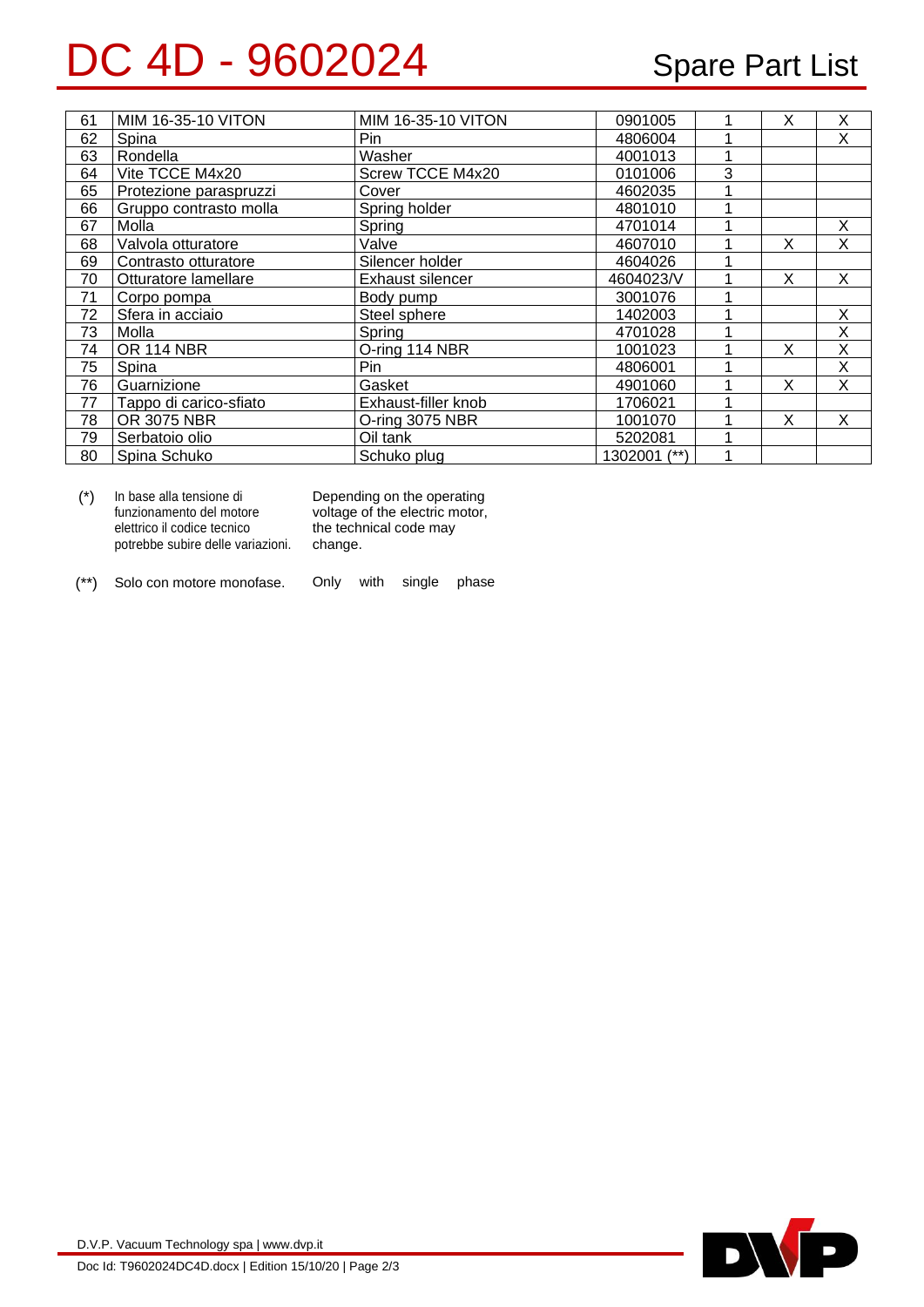# DC 4D - 9602024

## Spare Part List

| | | | | | | |
|---|---|---|---|---|---|---|
| 61 | MIM 16-35-10 VITON | MIM 16-35-10 VITON | 0901005 | 1 | X | X |
| 62 | Spina | Pin | 4806004 | 1 | | X |
| 63 | Rondella | Washer | 4001013 | 1 | | |
| 64 | Vite TCCE M4x20 | Screw TCCE M4x20 | 0101006 | 3 | | |
| 65 | Protezione paraspruzzi | Cover | 4602035 | 1 | | |
| 66 | Gruppo contrasto molla | Spring holder | 4801010 | 1 | | |
| 67 | Molla | Spring | 4701014 | 1 | | X |
| 68 | Valvola otturatore | Valve | 4607010 | 1 | X | X |
| 69 | Contrasto otturatore | Silencer holder | 4604026 | 1 | | |
| 70 | Otturatore lamellare | Exhaust silencer | 4604023/V | 1 | X | X |
| 71 | Corpo pompa | Body pump | 3001076 | 1 | | |
| 72 | Sfera in acciaio | Steel sphere | 1402003 | 1 | | X |
| 73 | Molla | Spring | 4701028 | 1 | | X |
| 74 | OR 114 NBR | O-ring 114 NBR | 1001023 | 1 | X | X |
| 75 | Spina | Pin | 4806001 | 1 | | X |
| 76 | Guarnizione | Gasket | 4901060 | 1 | X | X |
| 77 | Tappo di carico-sfiato | Exhaust-filler knob | 1706021 | 1 | | |
| 78 | OR 3075 NBR | O-ring 3075 NBR | 1001070 | 1 | X | X |
| 79 | Serbatoio olio | Oil tank | 5202081 | 1 | | |
| 80 | Spina Schuko | Schuko plug | 1302001 (**) | 1 | | |

(*) In base alla tensione di funzionamento del motore elettrico il codice tecnico potrebbe subire delle variazioni. — Depending on the operating voltage of the electric motor, the technical code may change.

(**) Solo con motore monofase. — Only with single phase

D.V.P. Vacuum Technology spa | www.dvp.it

Doc Id: T9602024DC4D.docx | Edition 15/10/20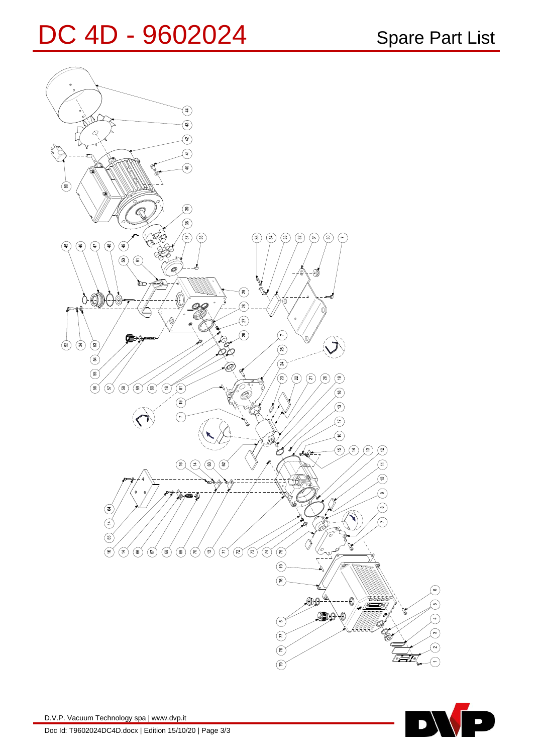# DC 4D - 9602024

Spare Part List

44
43
42
41
40
80
39
38
37
36
35
34
33
32
31
30
7
45
46
47
48
49
50
51
29
28
27
26
7
25
24
52
34
53
54
55
56
57
58
59
60
18
61
23
22
21
20
19
18
13
17
16
15
14
13
12
11
10
9
8
7
19
7
62
16
14
63
64
14
65
16
14
66
67
68
69
70
13
71
72
73
74
75
19
76
6
5
4
3
2
1
5
77
78
79

D.V.P. Vacuum Technology spa | www.dvp.it

Doc Id: T9602024DC4D.docx | Edition 15/10/20 | Page 3/3